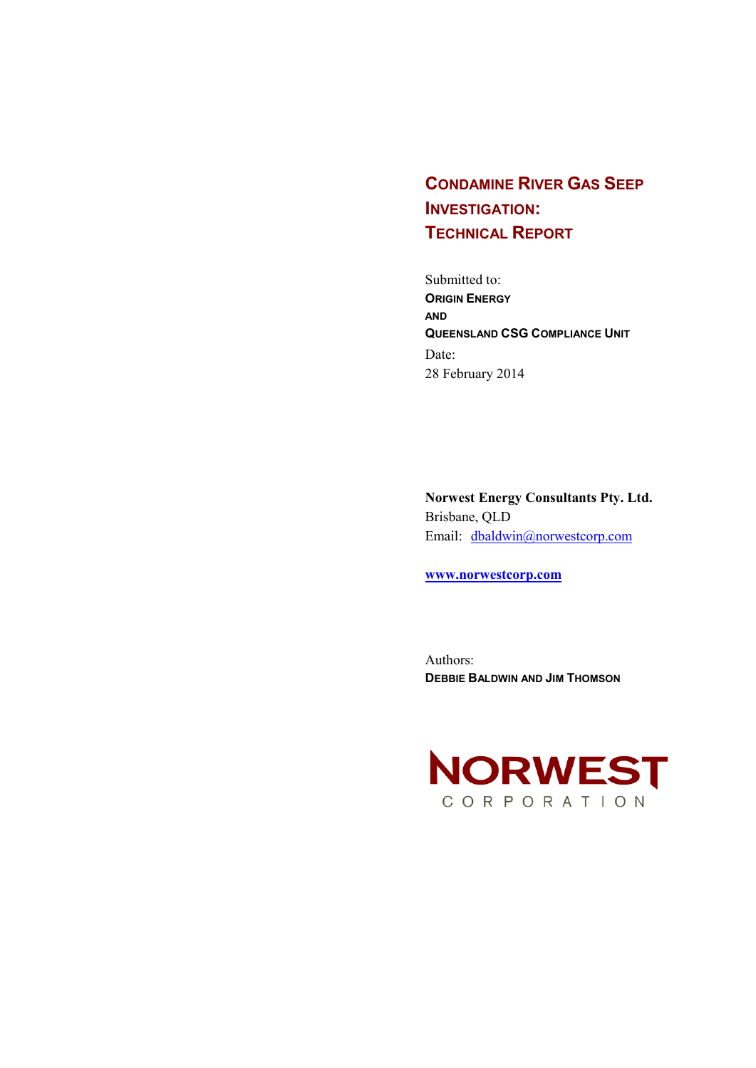# Condamine River Gas Seep Investigation: Technical Report

Submitted to:

**Origin Energy**

**and**

**Queensland CSG Compliance Unit**

Date:

28 February 2014

**Norwest Energy Consultants Pty. Ltd.**

Brisbane, QLD

Email: dbaldwin@norwestcorp.com

**www.norwestcorp.com**

Authors:

**Debbie Baldwin and Jim Thomson**

NORWEST

CORPORATION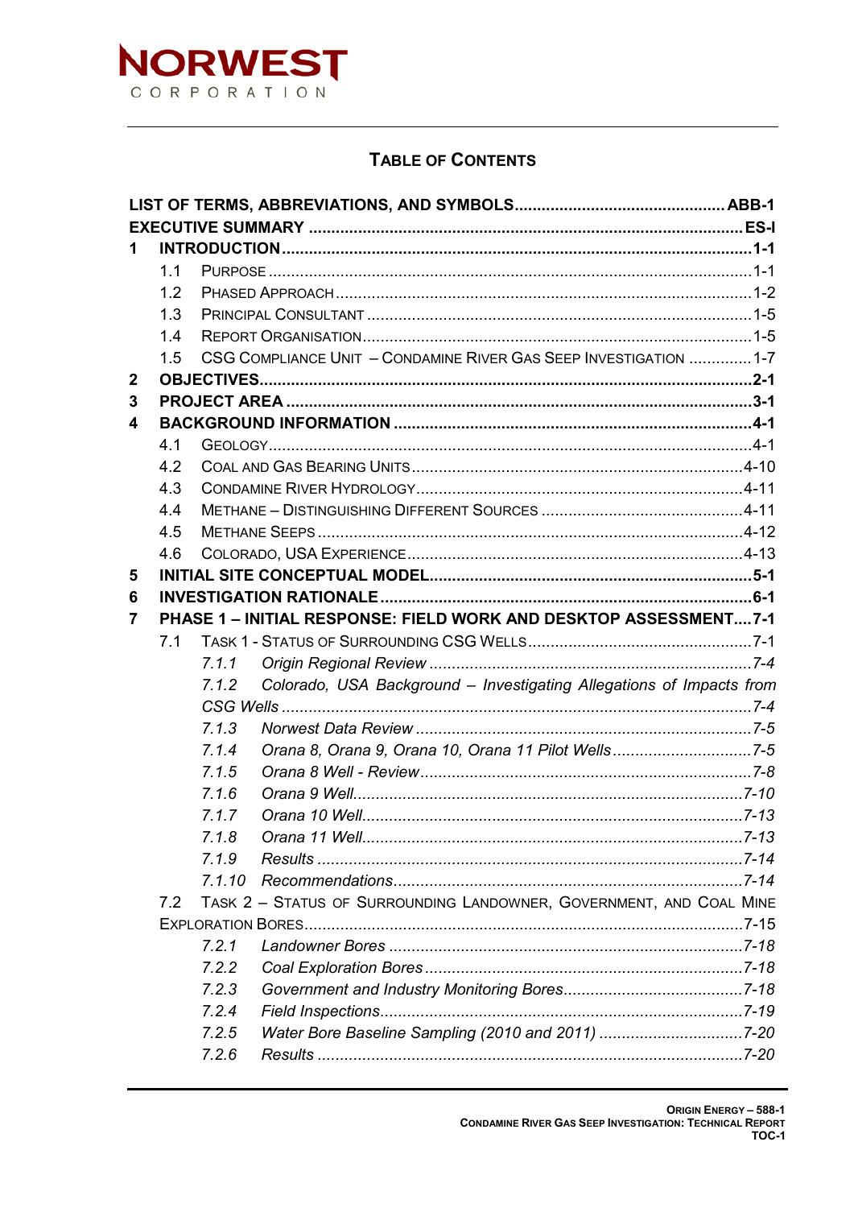# TABLE OF CONTENTS

**LIST OF TERMS, ABBREVIATIONS, AND SYMBOLS ............ ABB-1**

**EXECUTIVE SUMMARY ............ ES-I**

**1 INTRODUCTION ............ 1-1**

- 1.1 PURPOSE ............ 1-1
- 1.2 PHASED APPROACH ............ 1-2
- 1.3 PRINCIPAL CONSULTANT ............ 1-5
- 1.4 REPORT ORGANISATION ............ 1-5
- 1.5 CSG COMPLIANCE UNIT – CONDAMINE RIVER GAS SEEP INVESTIGATION ............ 1-7

**2 OBJECTIVES ............ 2-1**

**3 PROJECT AREA ............ 3-1**

**4 BACKGROUND INFORMATION ............ 4-1**

- 4.1 GEOLOGY ............ 4-1
- 4.2 COAL AND GAS BEARING UNITS ............ 4-10
- 4.3 CONDAMINE RIVER HYDROLOGY ............ 4-11
- 4.4 METHANE – DISTINGUISHING DIFFERENT SOURCES ............ 4-11
- 4.5 METHANE SEEPS ............ 4-12
- 4.6 COLORADO, USA EXPERIENCE ............ 4-13

**5 INITIAL SITE CONCEPTUAL MODEL ............ 5-1**

**6 INVESTIGATION RATIONALE ............ 6-1**

**7 PHASE 1 – INITIAL RESPONSE: FIELD WORK AND DESKTOP ASSESSMENT ............ 7-1**

- 7.1 TASK 1 - STATUS OF SURROUNDING CSG WELLS ............ 7-1
  - *7.1.1 Origin Regional Review ............ 7-4*
  - *7.1.2 Colorado, USA Background – Investigating Allegations of Impacts from CSG Wells ............ 7-4*
  - *7.1.3 Norwest Data Review ............ 7-5*
  - *7.1.4 Orana 8, Orana 9, Orana 10, Orana 11 Pilot Wells ............ 7-5*
  - *7.1.5 Orana 8 Well - Review ............ 7-8*
  - *7.1.6 Orana 9 Well ............ 7-10*
  - *7.1.7 Orana 10 Well ............ 7-13*
  - *7.1.8 Orana 11 Well ............ 7-13*
  - *7.1.9 Results ............ 7-14*
  - *7.1.10 Recommendations ............ 7-14*
- 7.2 TASK 2 – STATUS OF SURROUNDING LANDOWNER, GOVERNMENT, AND COAL MINE EXPLORATION BORES ............ 7-15
  - *7.2.1 Landowner Bores ............ 7-18*
  - *7.2.2 Coal Exploration Bores ............ 7-18*
  - *7.2.3 Government and Industry Monitoring Bores ............ 7-18*
  - *7.2.4 Field Inspections ............ 7-19*
  - *7.2.5 Water Bore Baseline Sampling (2010 and 2011) ............ 7-20*
  - *7.2.6 Results ............ 7-20*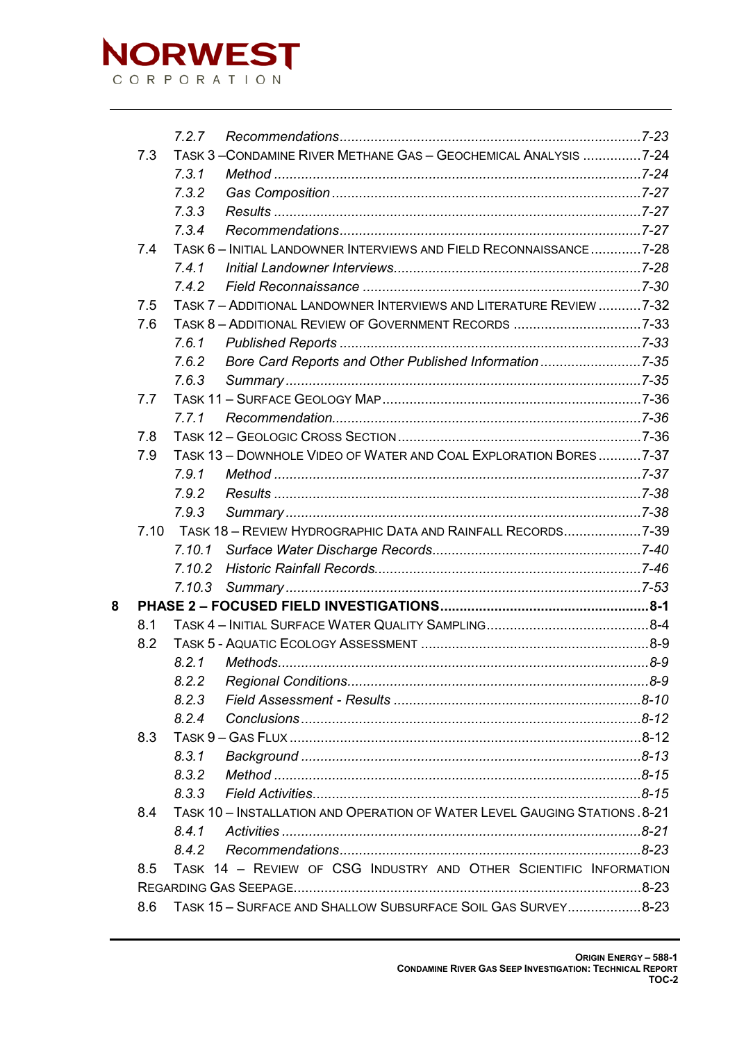- 7.2.7 *Recommendations* ............ 7-23
- 7.3 TASK 3 – CONDAMINE RIVER METHANE GAS – GEOCHEMICAL ANALYSIS ............ 7-24
  - 7.3.1 *Method* ............ 7-24
  - 7.3.2 *Gas Composition* ............ 7-27
  - 7.3.3 *Results* ............ 7-27
  - 7.3.4 *Recommendations* ............ 7-27
- 7.4 TASK 6 – INITIAL LANDOWNER INTERVIEWS AND FIELD RECONNAISSANCE ............ 7-28
  - 7.4.1 *Initial Landowner Interviews* ............ 7-28
  - 7.4.2 *Field Reconnaissance* ............ 7-30
- 7.5 TASK 7 – ADDITIONAL LANDOWNER INTERVIEWS AND LITERATURE REVIEW ............ 7-32
- 7.6 TASK 8 – ADDITIONAL REVIEW OF GOVERNMENT RECORDS ............ 7-33
  - 7.6.1 *Published Reports* ............ 7-33
  - 7.6.2 *Bore Card Reports and Other Published Information* ............ 7-35
  - 7.6.3 *Summary* ............ 7-35
- 7.7 TASK 11 – SURFACE GEOLOGY MAP ............ 7-36
  - 7.7.1 *Recommendation* ............ 7-36
- 7.8 TASK 12 – GEOLOGIC CROSS SECTION ............ 7-36
- 7.9 TASK 13 – DOWNHOLE VIDEO OF WATER AND COAL EXPLORATION BORES ............ 7-37
  - 7.9.1 *Method* ............ 7-37
  - 7.9.2 *Results* ............ 7-38
  - 7.9.3 *Summary* ............ 7-38
- 7.10 TASK 18 – REVIEW HYDROGRAPHIC DATA AND RAINFALL RECORDS ............ 7-39
  - 7.10.1 *Surface Water Discharge Records* ............ 7-40
  - 7.10.2 *Historic Rainfall Records* ............ 7-46
  - 7.10.3 *Summary* ............ 7-53

**8 PHASE 2 – FOCUSED FIELD INVESTIGATIONS ............ 8-1**

- 8.1 TASK 4 – INITIAL SURFACE WATER QUALITY SAMPLING ............ 8-4
- 8.2 TASK 5 - AQUATIC ECOLOGY ASSESSMENT ............ 8-9
  - 8.2.1 *Methods* ............ 8-9
  - 8.2.2 *Regional Conditions* ............ 8-9
  - 8.2.3 *Field Assessment - Results* ............ 8-10
  - 8.2.4 *Conclusions* ............ 8-12
- 8.3 TASK 9 – GAS FLUX ............ 8-12
  - 8.3.1 *Background* ............ 8-13
  - 8.3.2 *Method* ............ 8-15
  - 8.3.3 *Field Activities* ............ 8-15
- 8.4 TASK 10 – INSTALLATION AND OPERATION OF WATER LEVEL GAUGING STATIONS ............ 8-21
  - 8.4.1 *Activities* ............ 8-21
  - 8.4.2 *Recommendations* ............ 8-23
- 8.5 TASK 14 – REVIEW OF CSG INDUSTRY AND OTHER SCIENTIFIC INFORMATION REGARDING GAS SEEPAGE ............ 8-23
- 8.6 TASK 15 – SURFACE AND SHALLOW SUBSURFACE SOIL GAS SURVEY ............ 8-23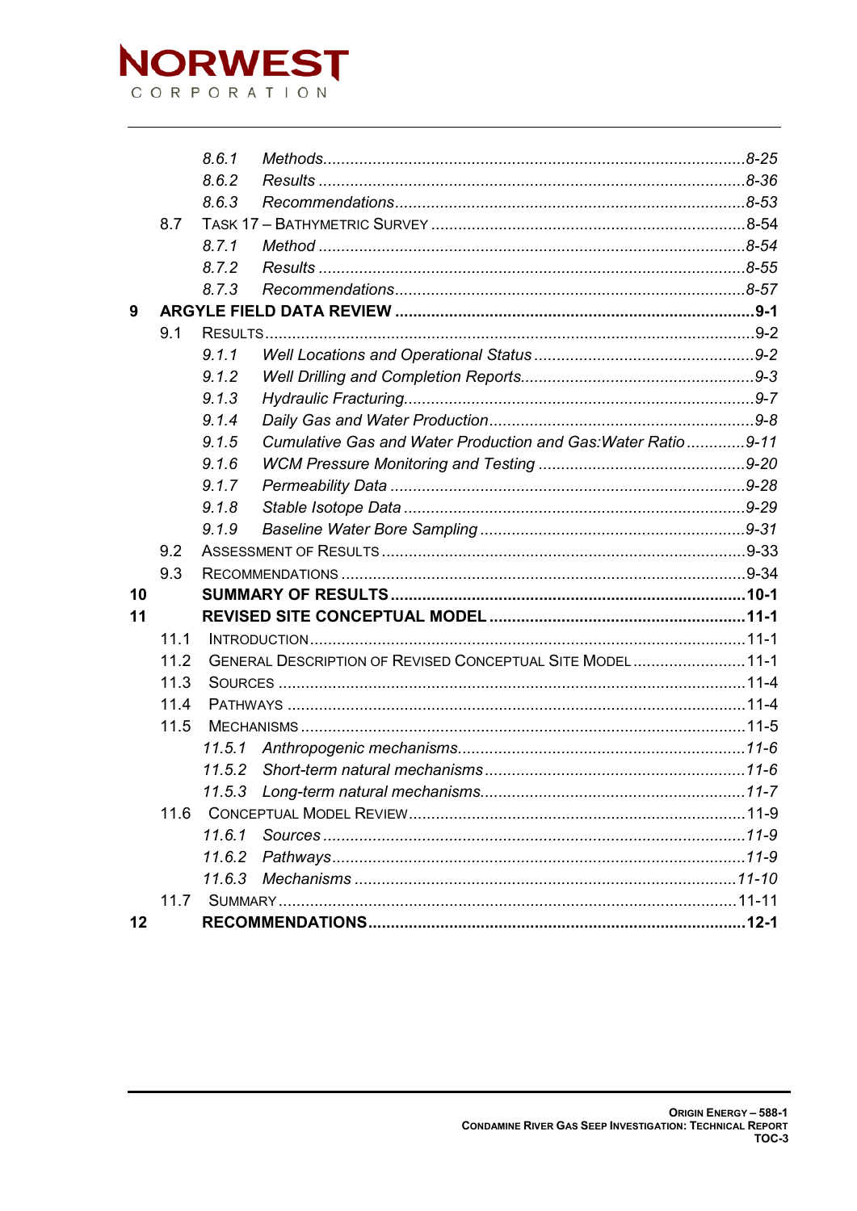| | | | |
|---|---|---|---|
| | | *8.6.1 Methods* | *8-25* |
| | | *8.6.2 Results* | *8-36* |
| | | *8.6.3 Recommendations* | *8-53* |
| | 8.7 | TASK 17 – BATHYMETRIC SURVEY | 8-54 |
| | | *8.7.1 Method* | *8-54* |
| | | *8.7.2 Results* | *8-55* |
| | | *8.7.3 Recommendations* | *8-57* |
| **9** | **ARGYLE FIELD DATA REVIEW** | | **9-1** |
| | 9.1 | RESULTS | 9-2 |
| | | *9.1.1 Well Locations and Operational Status* | *9-2* |
| | | *9.1.2 Well Drilling and Completion Reports* | *9-3* |
| | | *9.1.3 Hydraulic Fracturing* | *9-7* |
| | | *9.1.4 Daily Gas and Water Production* | *9-8* |
| | | *9.1.5 Cumulative Gas and Water Production and Gas:Water Ratio* | *9-11* |
| | | *9.1.6 WCM Pressure Monitoring and Testing* | *9-20* |
| | | *9.1.7 Permeability Data* | *9-28* |
| | | *9.1.8 Stable Isotope Data* | *9-29* |
| | | *9.1.9 Baseline Water Bore Sampling* | *9-31* |
| | 9.2 | ASSESSMENT OF RESULTS | 9-33 |
| | 9.3 | RECOMMENDATIONS | 9-34 |
| **10** | | **SUMMARY OF RESULTS** | **10-1** |
| **11** | | **REVISED SITE CONCEPTUAL MODEL** | **11-1** |
| | 11.1 | INTRODUCTION | 11-1 |
| | 11.2 | GENERAL DESCRIPTION OF REVISED CONCEPTUAL SITE MODEL | 11-1 |
| | 11.3 | SOURCES | 11-4 |
| | 11.4 | PATHWAYS | 11-4 |
| | 11.5 | MECHANISMS | 11-5 |
| | | *11.5.1 Anthropogenic mechanisms* | *11-6* |
| | | *11.5.2 Short-term natural mechanisms* | *11-6* |
| | | *11.5.3 Long-term natural mechanisms* | *11-7* |
| | 11.6 | CONCEPTUAL MODEL REVIEW | 11-9 |
| | | *11.6.1 Sources* | *11-9* |
| | | *11.6.2 Pathways* | *11-9* |
| | | *11.6.3 Mechanisms* | *11-10* |
| | 11.7 | SUMMARY | 11-11 |
| **12** | | **RECOMMENDATIONS** | **12-1** |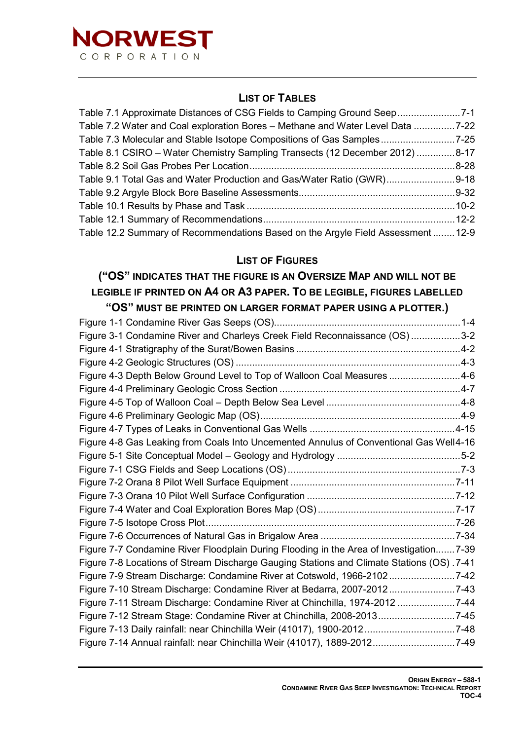## List of Tables

Table 7.1 Approximate Distances of CSG Fields to Camping Ground Seep .......................7-1
Table 7.2 Water and Coal exploration Bores – Methane and Water Level Data ...............7-22
Table 7.3 Molecular and Stable Isotope Compositions of Gas Samples ...........................7-25
Table 8.1 CSIRO – Water Chemistry Sampling Transects (12 December 2012) ..............8-17
Table 8.2 Soil Gas Probes Per Location ...........................................................................8-28
Table 9.1 Total Gas and Water Production and Gas/Water Ratio (GWR) .........................9-18
Table 9.2 Argyle Block Bore Baseline Assessments .........................................................9-32
Table 10.1 Results by Phase and Task ............................................................................10-2
Table 12.1 Summary of Recommendations ......................................................................12-2
Table 12.2 Summary of Recommendations Based on the Argyle Field Assessment ........12-9

## List of Figures

### ("OS" indicates that the figure is an Oversize Map and will not be legible if printed on A4 or A3 paper. To be legible, figures labelled "OS" must be printed on larger format paper using a plotter.)

Figure 1-1 Condamine River Gas Seeps (OS) ....................................................................1-4
Figure 3-1 Condamine River and Charleys Creek Field Reconnaissance (OS) ..................3-2
Figure 4-1 Stratigraphy of the Surat/Bowen Basins ............................................................4-2
Figure 4-2 Geologic Structures (OS) ..................................................................................4-3
Figure 4-3 Depth Below Ground Level to Top of Walloon Coal Measures ..........................4-6
Figure 4-4 Preliminary Geologic Cross Section ..................................................................4-7
Figure 4-5 Top of Walloon Coal – Depth Below Sea Level .................................................4-8
Figure 4-6 Preliminary Geologic Map (OS) .........................................................................4-9
Figure 4-7 Types of Leaks in Conventional Gas Wells .....................................................4-15
Figure 4-8 Gas Leaking from Coals Into Uncemented Annulus of Conventional Gas Well 4-16
Figure 5-1 Site Conceptual Model – Geology and Hydrology .............................................5-2
Figure 7-1 CSG Fields and Seep Locations (OS) ...............................................................7-3
Figure 7-2 Orana 8 Pilot Well Surface Equipment ............................................................7-11
Figure 7-3 Orana 10 Pilot Well Surface Configuration ......................................................7-12
Figure 7-4 Water and Coal Exploration Bores Map (OS) ..................................................7-17
Figure 7-5 Isotope Cross Plot ...........................................................................................7-26
Figure 7-6 Occurrences of Natural Gas in Brigalow Area .................................................7-34
Figure 7-7 Condamine River Floodplain During Flooding in the Area of Investigation .......7-39
Figure 7-8 Locations of Stream Discharge Gauging Stations and Climate Stations (OS) .7-41
Figure 7-9 Stream Discharge: Condamine River at Cotswold, 1966-2102 ........................7-42
Figure 7-10 Stream Discharge: Condamine River at Bedarra, 2007-2012 ........................7-43
Figure 7-11 Stream Discharge: Condamine River at Chinchilla, 1974-2012 .....................7-44
Figure 7-12 Stream Stage: Condamine River at Chinchilla, 2008-2013 ............................7-45
Figure 7-13 Daily rainfall: near Chinchilla Weir (41017), 1900-2012 .................................7-48
Figure 7-14 Annual rainfall: near Chinchilla Weir (41017), 1889-2012 ..............................7-49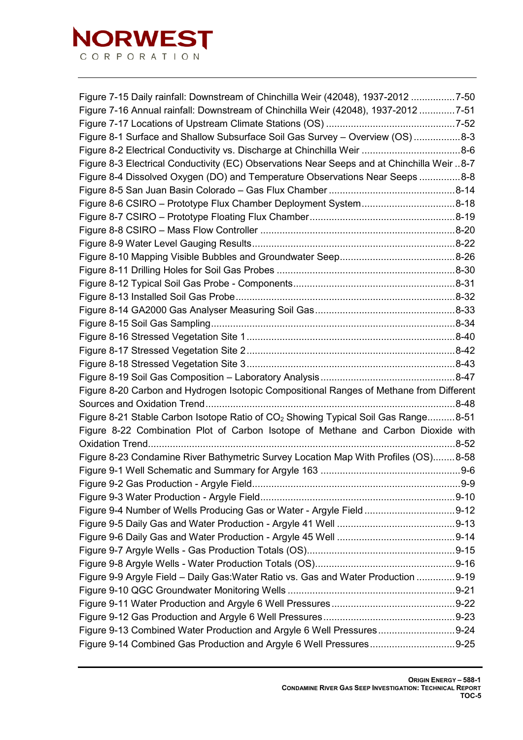Figure 7-15 Daily rainfall: Downstream of Chinchilla Weir (42048), 1937-2012 ................7-50
Figure 7-16 Annual rainfall: Downstream of Chinchilla Weir (42048), 1937-2012 .............7-51
Figure 7-17 Locations of Upstream Climate Stations (OS) ...............................................7-52
Figure 8-1 Surface and Shallow Subsurface Soil Gas Survey – Overview (OS) .................8-3
Figure 8-2 Electrical Conductivity vs. Discharge at Chinchilla Weir ....................................8-6
Figure 8-3 Electrical Conductivity (EC) Observations Near Seeps and at Chinchilla Weir ..8-7
Figure 8-4 Dissolved Oxygen (DO) and Temperature Observations Near Seeps ...............8-8
Figure 8-5 San Juan Basin Colorado – Gas Flux Chamber ..............................................8-14
Figure 8-6 CSIRO – Prototype Flux Chamber Deployment System..................................8-18
Figure 8-7 CSIRO – Prototype Floating Flux Chamber.....................................................8-19
Figure 8-8 CSIRO – Mass Flow Controller .......................................................................8-20
Figure 8-9 Water Level Gauging Results..........................................................................8-22
Figure 8-10 Mapping Visible Bubbles and Groundwater Seep..........................................8-26
Figure 8-11 Drilling Holes for Soil Gas Probes .................................................................8-30
Figure 8-12 Typical Soil Gas Probe - Components...........................................................8-31
Figure 8-13 Installed Soil Gas Probe................................................................................8-32
Figure 8-14 GA2000 Gas Analyser Measuring Soil Gas...................................................8-33
Figure 8-15 Soil Gas Sampling.........................................................................................8-34
Figure 8-16 Stressed Vegetation Site 1............................................................................8-40
Figure 8-17 Stressed Vegetation Site 2............................................................................8-42
Figure 8-18 Stressed Vegetation Site 3............................................................................8-43
Figure 8-19 Soil Gas Composition – Laboratory Analysis.................................................8-47
Figure 8-20 Carbon and Hydrogen Isotopic Compositional Ranges of Methane from Different Sources and Oxidation Trend..........................................................................................8-48
Figure 8-21 Stable Carbon Isotope Ratio of $CO_2$ Showing Typical Soil Gas Range..........8-51
Figure 8-22 Combination Plot of Carbon Isotope of Methane and Carbon Dioxide with Oxidation Trend................................................................................................................8-52
Figure 8-23 Condamine River Bathymetric Survey Location Map With Profiles (OS).........8-58
Figure 9-1 Well Schematic and Summary for Argyle 163 ...................................................9-6
Figure 9-2 Gas Production - Argyle Field............................................................................9-9
Figure 9-3 Water Production - Argyle Field.......................................................................9-10
Figure 9-4 Number of Wells Producing Gas or Water - Argyle Field .................................9-12
Figure 9-5 Daily Gas and Water Production - Argyle 41 Well ...........................................9-13
Figure 9-6 Daily Gas and Water Production - Argyle 45 Well ...........................................9-14
Figure 9-7 Argyle Wells - Gas Production Totals (OS)......................................................9-15
Figure 9-8 Argyle Wells - Water Production Totals (OS)...................................................9-16
Figure 9-9 Argyle Field – Daily Gas:Water Ratio vs. Gas and Water Production ..............9-19
Figure 9-10 QGC Groundwater Monitoring Wells .............................................................9-21
Figure 9-11 Water Production and Argyle 6 Well Pressures .............................................9-22
Figure 9-12 Gas Production and Argyle 6 Well Pressures................................................9-23
Figure 9-13 Combined Water Production and Argyle 6 Well Pressures............................9-24
Figure 9-14 Combined Gas Production and Argyle 6 Well Pressures...............................9-25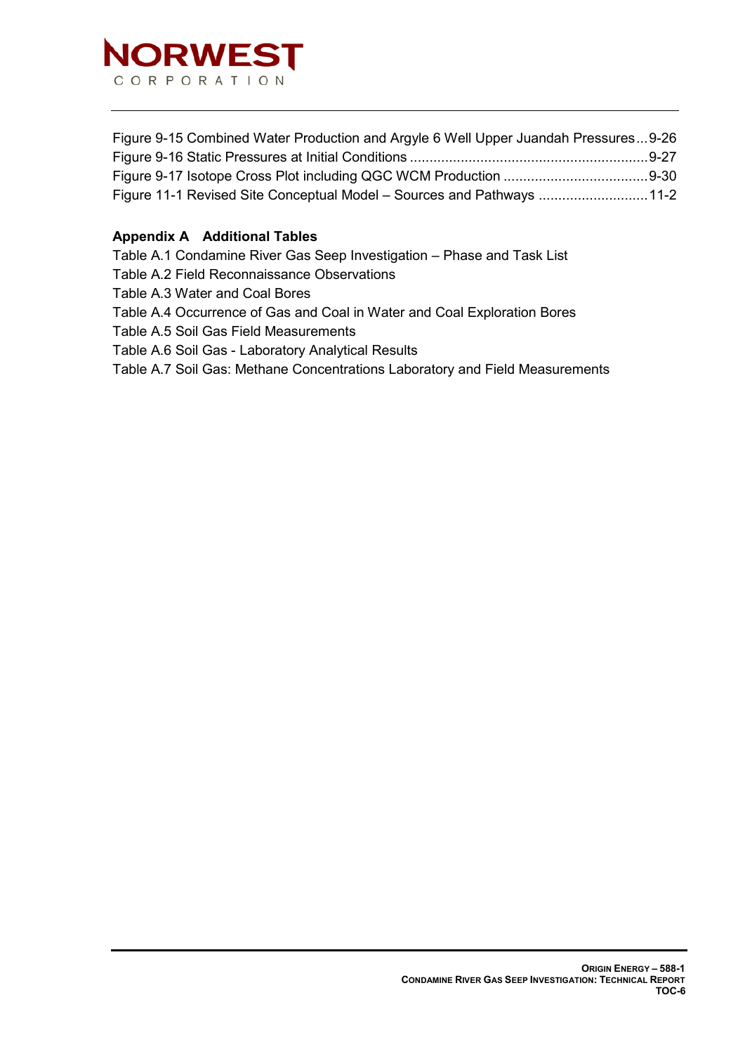Figure 9-15 Combined Water Production and Argyle 6 Well Upper Juandah Pressures ... 9-26
Figure 9-16 Static Pressures at Initial Conditions ... 9-27
Figure 9-17 Isotope Cross Plot including QGC WCM Production ... 9-30
Figure 11-1 Revised Site Conceptual Model – Sources and Pathways ... 11-2

**Appendix A   Additional Tables**

Table A.1 Condamine River Gas Seep Investigation – Phase and Task List
Table A.2 Field Reconnaissance Observations
Table A.3 Water and Coal Bores
Table A.4 Occurrence of Gas and Coal in Water and Coal Exploration Bores
Table A.5 Soil Gas Field Measurements
Table A.6 Soil Gas - Laboratory Analytical Results
Table A.7 Soil Gas: Methane Concentrations Laboratory and Field Measurements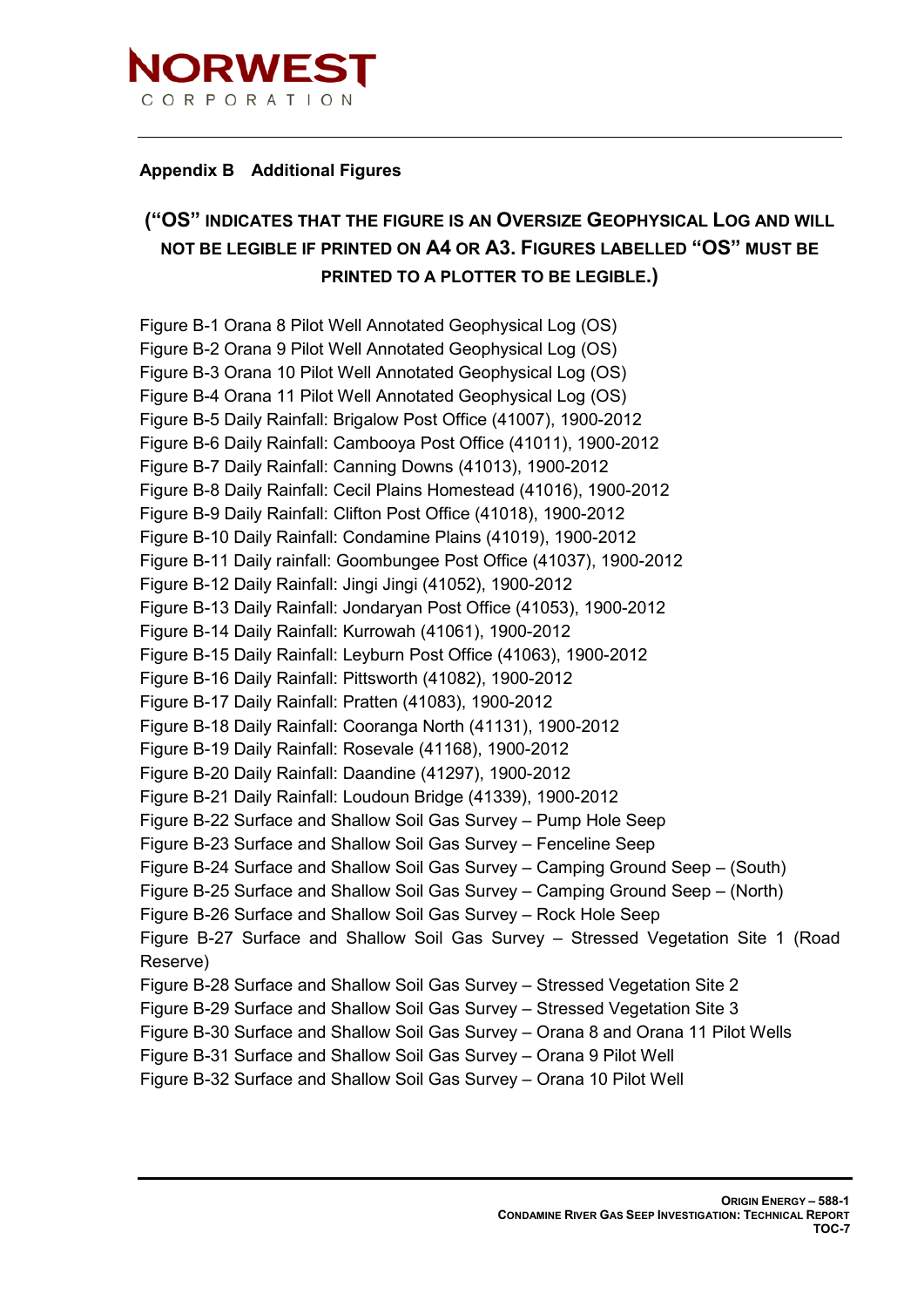## Appendix B Additional Figures

**("OS" INDICATES THAT THE FIGURE IS AN OVERSIZE GEOPHYSICAL LOG AND WILL NOT BE LEGIBLE IF PRINTED ON A4 OR A3. FIGURES LABELLED "OS" MUST BE PRINTED TO A PLOTTER TO BE LEGIBLE.)**

Figure B-1 Orana 8 Pilot Well Annotated Geophysical Log (OS)
Figure B-2 Orana 9 Pilot Well Annotated Geophysical Log (OS)
Figure B-3 Orana 10 Pilot Well Annotated Geophysical Log (OS)
Figure B-4 Orana 11 Pilot Well Annotated Geophysical Log (OS)
Figure B-5 Daily Rainfall: Brigalow Post Office (41007), 1900-2012
Figure B-6 Daily Rainfall: Cambooya Post Office (41011), 1900-2012
Figure B-7 Daily Rainfall: Canning Downs (41013), 1900-2012
Figure B-8 Daily Rainfall: Cecil Plains Homestead (41016), 1900-2012
Figure B-9 Daily Rainfall: Clifton Post Office (41018), 1900-2012
Figure B-10 Daily Rainfall: Condamine Plains (41019), 1900-2012
Figure B-11 Daily rainfall: Goombungee Post Office (41037), 1900-2012
Figure B-12 Daily Rainfall: Jingi Jingi (41052), 1900-2012
Figure B-13 Daily Rainfall: Jondaryan Post Office (41053), 1900-2012
Figure B-14 Daily Rainfall: Kurrowah (41061), 1900-2012
Figure B-15 Daily Rainfall: Leyburn Post Office (41063), 1900-2012
Figure B-16 Daily Rainfall: Pittsworth (41082), 1900-2012
Figure B-17 Daily Rainfall: Pratten (41083), 1900-2012
Figure B-18 Daily Rainfall: Cooranga North (41131), 1900-2012
Figure B-19 Daily Rainfall: Rosevale (41168), 1900-2012
Figure B-20 Daily Rainfall: Daandine (41297), 1900-2012
Figure B-21 Daily Rainfall: Loudoun Bridge (41339), 1900-2012
Figure B-22 Surface and Shallow Soil Gas Survey – Pump Hole Seep
Figure B-23 Surface and Shallow Soil Gas Survey – Fenceline Seep
Figure B-24 Surface and Shallow Soil Gas Survey – Camping Ground Seep – (South)
Figure B-25 Surface and Shallow Soil Gas Survey – Camping Ground Seep – (North)
Figure B-26 Surface and Shallow Soil Gas Survey – Rock Hole Seep
Figure B-27 Surface and Shallow Soil Gas Survey – Stressed Vegetation Site 1 (Road Reserve)
Figure B-28 Surface and Shallow Soil Gas Survey – Stressed Vegetation Site 2
Figure B-29 Surface and Shallow Soil Gas Survey – Stressed Vegetation Site 3
Figure B-30 Surface and Shallow Soil Gas Survey – Orana 8 and Orana 11 Pilot Wells
Figure B-31 Surface and Shallow Soil Gas Survey – Orana 9 Pilot Well
Figure B-32 Surface and Shallow Soil Gas Survey – Orana 10 Pilot Well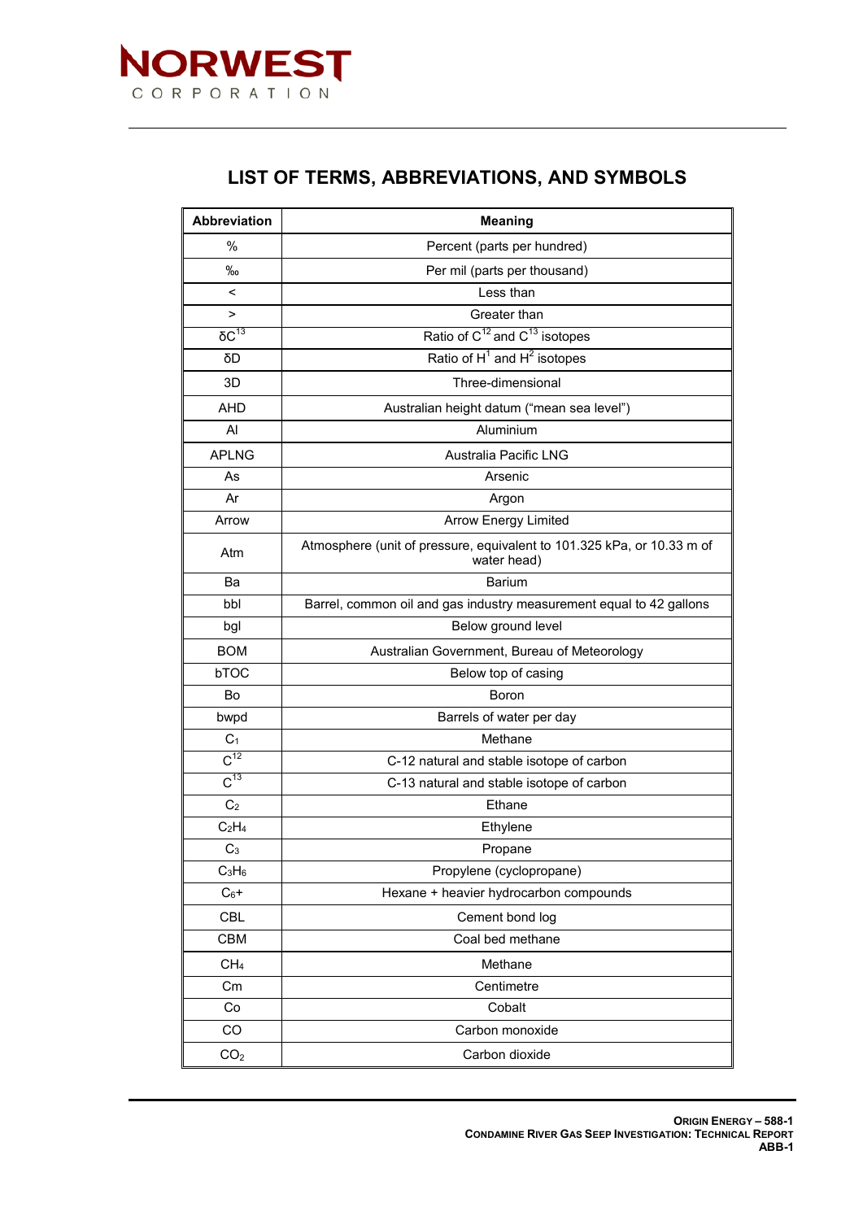## LIST OF TERMS, ABBREVIATIONS, AND SYMBOLS

| Abbreviation | Meaning |
|---|---|
| % | Percent (parts per hundred) |
| ‰ | Per mil (parts per thousand) |
| < | Less than |
| > | Greater than |
| $\delta C^{13}$ | Ratio of $C^{12}$ and $C^{13}$ isotopes |
| δD | Ratio of $H^1$ and $H^2$ isotopes |
| 3D | Three-dimensional |
| AHD | Australian height datum ("mean sea level") |
| Al | Aluminium |
| APLNG | Australia Pacific LNG |
| As | Arsenic |
| Ar | Argon |
| Arrow | Arrow Energy Limited |
| Atm | Atmosphere (unit of pressure, equivalent to 101.325 kPa, or 10.33 m of water head) |
| Ba | Barium |
| bbl | Barrel, common oil and gas industry measurement equal to 42 gallons |
| bgl | Below ground level |
| BOM | Australian Government, Bureau of Meteorology |
| bTOC | Below top of casing |
| Bo | Boron |
| bwpd | Barrels of water per day |
| $C_1$ | Methane |
| $C^{12}$ | C-12 natural and stable isotope of carbon |
| $C^{13}$ | C-13 natural and stable isotope of carbon |
| $C_2$ | Ethane |
| $C_2H_4$ | Ethylene |
| $C_3$ | Propane |
| $C_3H_6$ | Propylene (cyclopropane) |
| $C_6$+ | Hexane + heavier hydrocarbon compounds |
| CBL | Cement bond log |
| CBM | Coal bed methane |
| $CH_4$ | Methane |
| Cm | Centimetre |
| Co | Cobalt |
| CO | Carbon monoxide |
| $CO_2$ | Carbon dioxide |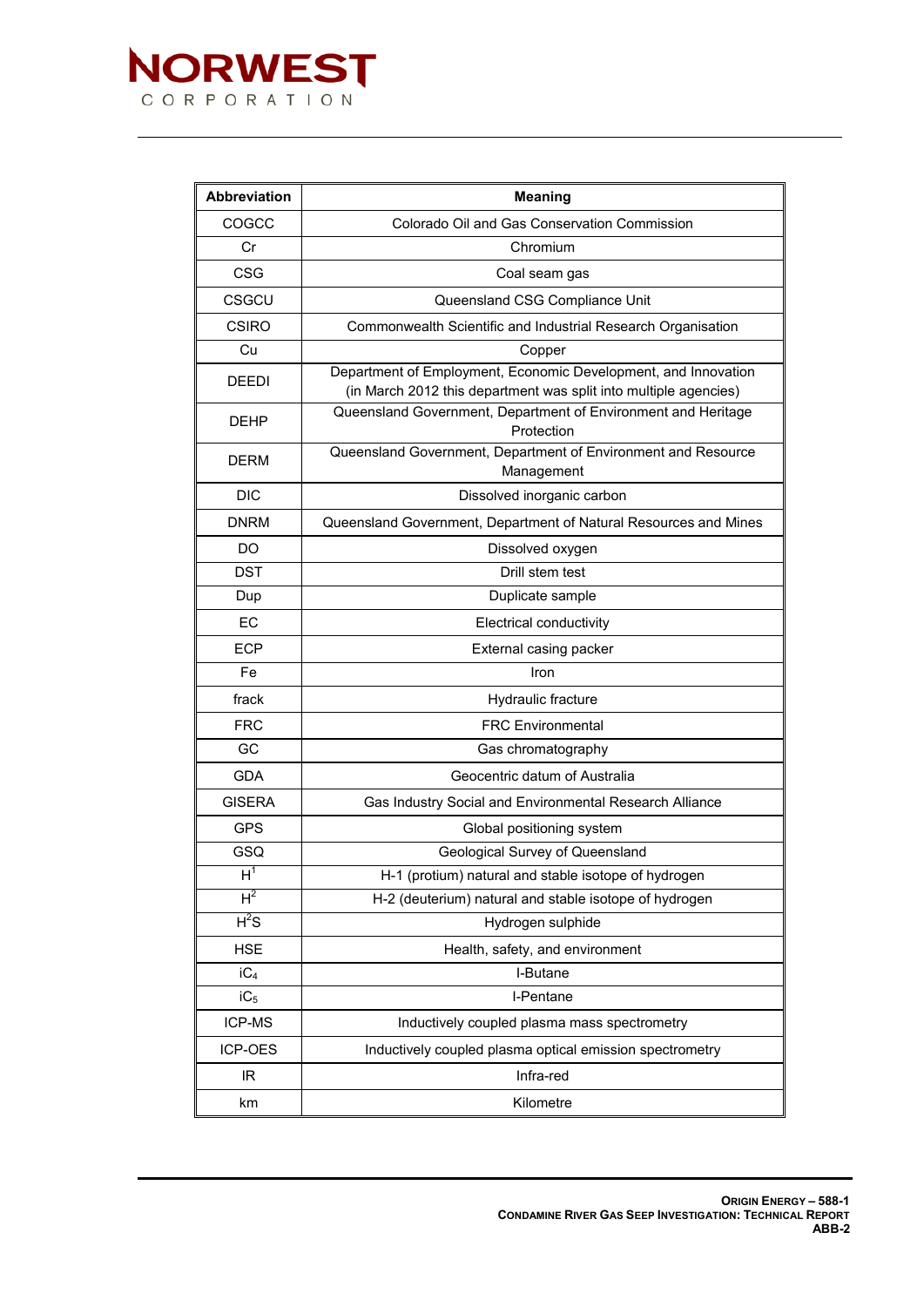| Abbreviation | Meaning |
|---|---|
| COGCC | Colorado Oil and Gas Conservation Commission |
| Cr | Chromium |
| CSG | Coal seam gas |
| CSGCU | Queensland CSG Compliance Unit |
| CSIRO | Commonwealth Scientific and Industrial Research Organisation |
| Cu | Copper |
| DEEDI | Department of Employment, Economic Development, and Innovation (in March 2012 this department was split into multiple agencies) |
| DEHP | Queensland Government, Department of Environment and Heritage Protection |
| DERM | Queensland Government, Department of Environment and Resource Management |
| DIC | Dissolved inorganic carbon |
| DNRM | Queensland Government, Department of Natural Resources and Mines |
| DO | Dissolved oxygen |
| DST | Drill stem test |
| Dup | Duplicate sample |
| EC | Electrical conductivity |
| ECP | External casing packer |
| Fe | Iron |
| frack | Hydraulic fracture |
| FRC | FRC Environmental |
| GC | Gas chromatography |
| GDA | Geocentric datum of Australia |
| GISERA | Gas Industry Social and Environmental Research Alliance |
| GPS | Global positioning system |
| GSQ | Geological Survey of Queensland |
| $H^1$ | H-1 (protium) natural and stable isotope of hydrogen |
| $H^2$ | H-2 (deuterium) natural and stable isotope of hydrogen |
| $H^2S$ | Hydrogen sulphide |
| HSE | Health, safety, and environment |
| $iC_4$ | I-Butane |
| $iC_5$ | I-Pentane |
| ICP-MS | Inductively coupled plasma mass spectrometry |
| ICP-OES | Inductively coupled plasma optical emission spectrometry |
| IR | Infra-red |
| km | Kilometre |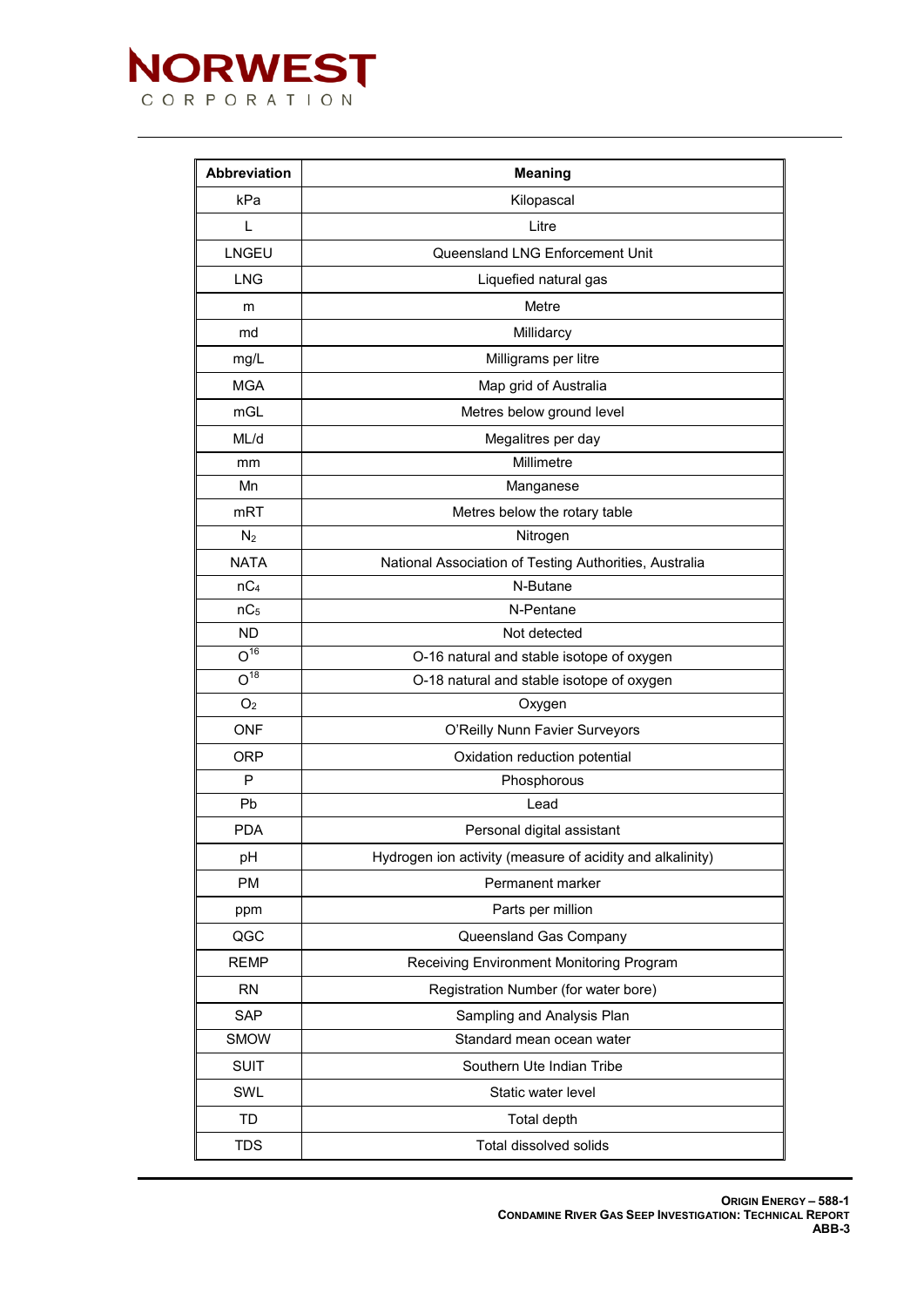| Abbreviation | Meaning |
| --- | --- |
| kPa | Kilopascal |
| L | Litre |
| LNGEU | Queensland LNG Enforcement Unit |
| LNG | Liquefied natural gas |
| m | Metre |
| md | Millidarcy |
| mg/L | Milligrams per litre |
| MGA | Map grid of Australia |
| mGL | Metres below ground level |
| ML/d | Megalitres per day |
| mm | Millimetre |
| Mn | Manganese |
| mRT | Metres below the rotary table |
| $N_2$ | Nitrogen |
| NATA | National Association of Testing Authorities, Australia |
| $nC_4$ | N-Butane |
| $nC_5$ | N-Pentane |
| ND | Not detected |
| $O^{16}$ | O-16 natural and stable isotope of oxygen |
| $O^{18}$ | O-18 natural and stable isotope of oxygen |
| $O_2$ | Oxygen |
| ONF | O'Reilly Nunn Favier Surveyors |
| ORP | Oxidation reduction potential |
| P | Phosphorous |
| Pb | Lead |
| PDA | Personal digital assistant |
| pH | Hydrogen ion activity (measure of acidity and alkalinity) |
| PM | Permanent marker |
| ppm | Parts per million |
| QGC | Queensland Gas Company |
| REMP | Receiving Environment Monitoring Program |
| RN | Registration Number (for water bore) |
| SAP | Sampling and Analysis Plan |
| SMOW | Standard mean ocean water |
| SUIT | Southern Ute Indian Tribe |
| SWL | Static water level |
| TD | Total depth |
| TDS | Total dissolved solids |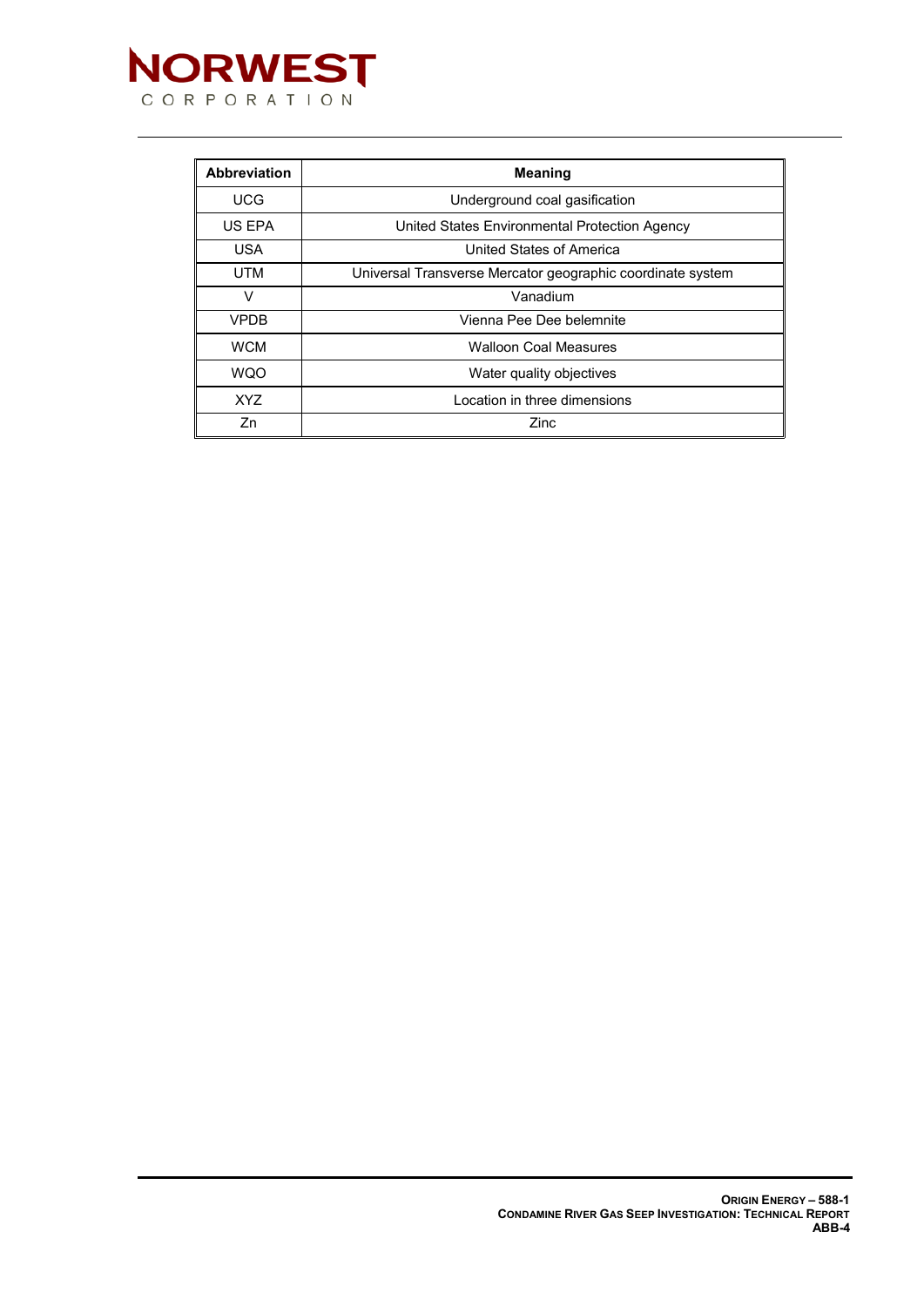| Abbreviation | Meaning |
|---|---|
| UCG | Underground coal gasification |
| US EPA | United States Environmental Protection Agency |
| USA | United States of America |
| UTM | Universal Transverse Mercator geographic coordinate system |
| V | Vanadium |
| VPDB | Vienna Pee Dee belemnite |
| WCM | Walloon Coal Measures |
| WQO | Water quality objectives |
| XYZ | Location in three dimensions |
| Zn | Zinc |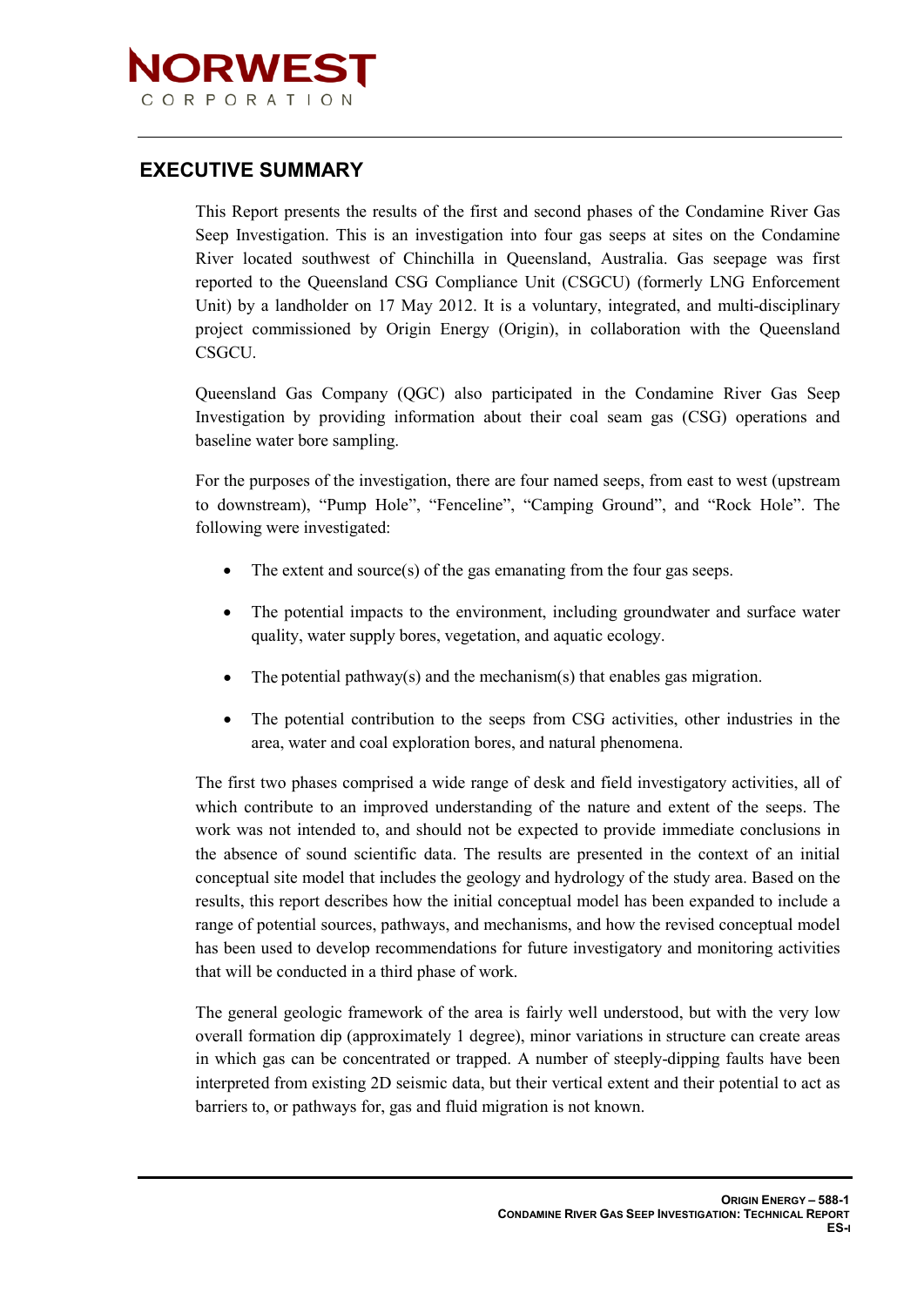## EXECUTIVE SUMMARY

This Report presents the results of the first and second phases of the Condamine River Gas Seep Investigation. This is an investigation into four gas seeps at sites on the Condamine River located southwest of Chinchilla in Queensland, Australia. Gas seepage was first reported to the Queensland CSG Compliance Unit (CSGCU) (formerly LNG Enforcement Unit) by a landholder on 17 May 2012. It is a voluntary, integrated, and multi-disciplinary project commissioned by Origin Energy (Origin), in collaboration with the Queensland CSGCU.

Queensland Gas Company (QGC) also participated in the Condamine River Gas Seep Investigation by providing information about their coal seam gas (CSG) operations and baseline water bore sampling.

For the purposes of the investigation, there are four named seeps, from east to west (upstream to downstream), "Pump Hole", "Fenceline", "Camping Ground", and "Rock Hole". The following were investigated:

- The extent and source(s) of the gas emanating from the four gas seeps.
- The potential impacts to the environment, including groundwater and surface water quality, water supply bores, vegetation, and aquatic ecology.
- The potential pathway(s) and the mechanism(s) that enables gas migration.
- The potential contribution to the seeps from CSG activities, other industries in the area, water and coal exploration bores, and natural phenomena.

The first two phases comprised a wide range of desk and field investigatory activities, all of which contribute to an improved understanding of the nature and extent of the seeps. The work was not intended to, and should not be expected to provide immediate conclusions in the absence of sound scientific data. The results are presented in the context of an initial conceptual site model that includes the geology and hydrology of the study area. Based on the results, this report describes how the initial conceptual model has been expanded to include a range of potential sources, pathways, and mechanisms, and how the revised conceptual model has been used to develop recommendations for future investigatory and monitoring activities that will be conducted in a third phase of work.

The general geologic framework of the area is fairly well understood, but with the very low overall formation dip (approximately 1 degree), minor variations in structure can create areas in which gas can be concentrated or trapped. A number of steeply-dipping faults have been interpreted from existing 2D seismic data, but their vertical extent and their potential to act as barriers to, or pathways for, gas and fluid migration is not known.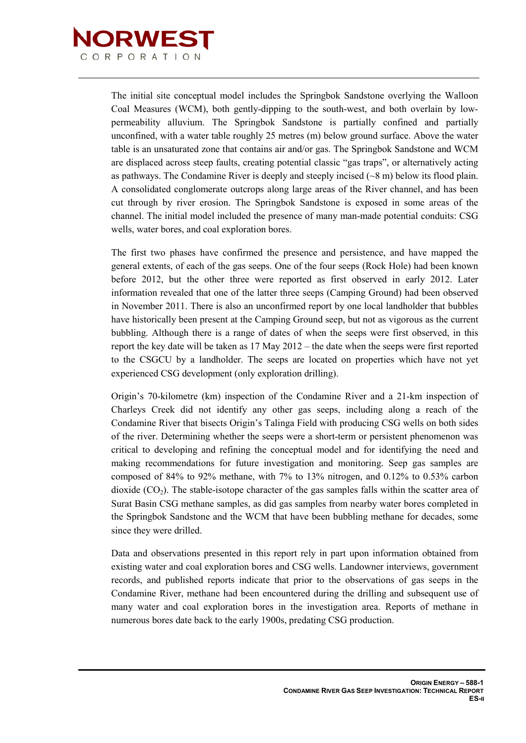The initial site conceptual model includes the Springbok Sandstone overlying the Walloon Coal Measures (WCM), both gently-dipping to the south-west, and both overlain by low-permeability alluvium. The Springbok Sandstone is partially confined and partially unconfined, with a water table roughly 25 metres (m) below ground surface. Above the water table is an unsaturated zone that contains air and/or gas. The Springbok Sandstone and WCM are displaced across steep faults, creating potential classic "gas traps", or alternatively acting as pathways. The Condamine River is deeply and steeply incised (~8 m) below its flood plain. A consolidated conglomerate outcrops along large areas of the River channel, and has been cut through by river erosion. The Springbok Sandstone is exposed in some areas of the channel. The initial model included the presence of many man-made potential conduits: CSG wells, water bores, and coal exploration bores.

The first two phases have confirmed the presence and persistence, and have mapped the general extents, of each of the gas seeps. One of the four seeps (Rock Hole) had been known before 2012, but the other three were reported as first observed in early 2012. Later information revealed that one of the latter three seeps (Camping Ground) had been observed in November 2011. There is also an unconfirmed report by one local landholder that bubbles have historically been present at the Camping Ground seep, but not as vigorous as the current bubbling. Although there is a range of dates of when the seeps were first observed, in this report the key date will be taken as 17 May 2012 – the date when the seeps were first reported to the CSGCU by a landholder. The seeps are located on properties which have not yet experienced CSG development (only exploration drilling).

Origin's 70-kilometre (km) inspection of the Condamine River and a 21-km inspection of Charleys Creek did not identify any other gas seeps, including along a reach of the Condamine River that bisects Origin's Talinga Field with producing CSG wells on both sides of the river. Determining whether the seeps were a short-term or persistent phenomenon was critical to developing and refining the conceptual model and for identifying the need and making recommendations for future investigation and monitoring. Seep gas samples are composed of 84% to 92% methane, with 7% to 13% nitrogen, and 0.12% to 0.53% carbon dioxide ($CO_2$). The stable-isotope character of the gas samples falls within the scatter area of Surat Basin CSG methane samples, as did gas samples from nearby water bores completed in the Springbok Sandstone and the WCM that have been bubbling methane for decades, some since they were drilled.

Data and observations presented in this report rely in part upon information obtained from existing water and coal exploration bores and CSG wells. Landowner interviews, government records, and published reports indicate that prior to the observations of gas seeps in the Condamine River, methane had been encountered during the drilling and subsequent use of many water and coal exploration bores in the investigation area. Reports of methane in numerous bores date back to the early 1900s, predating CSG production.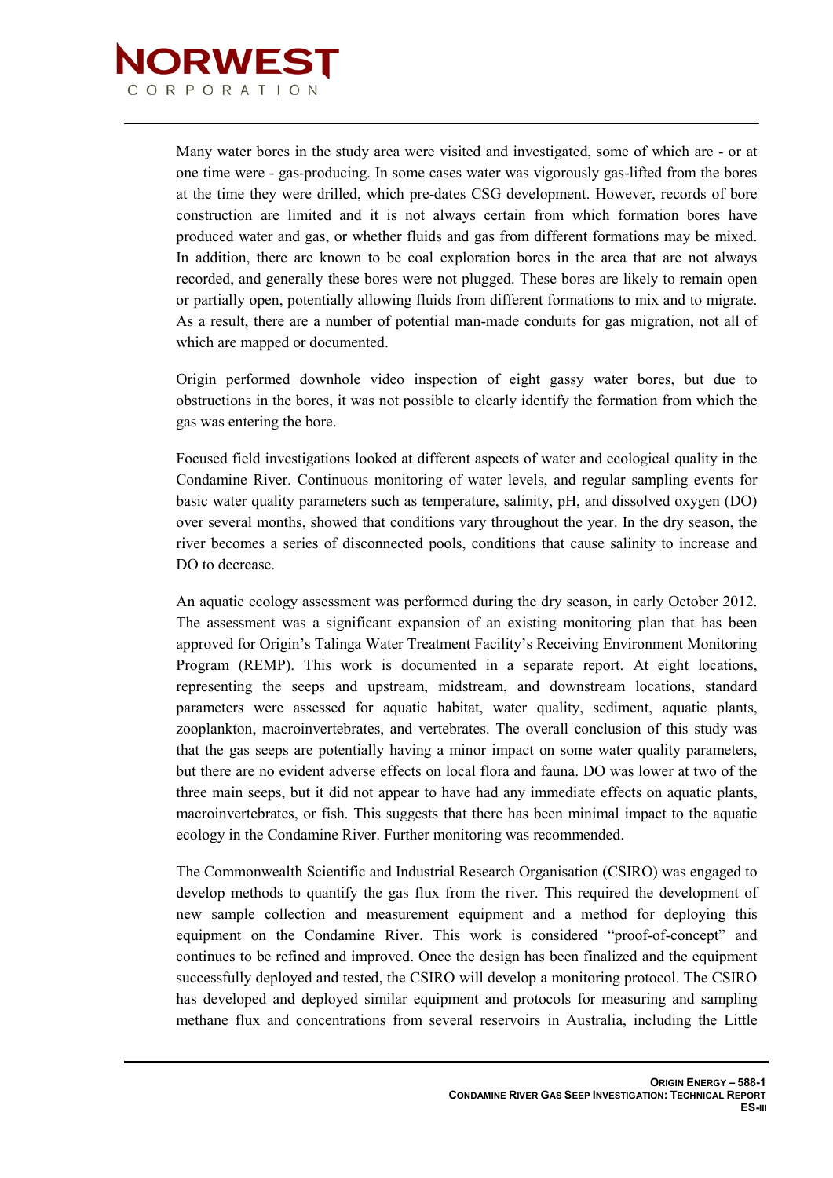Many water bores in the study area were visited and investigated, some of which are - or at one time were - gas-producing. In some cases water was vigorously gas-lifted from the bores at the time they were drilled, which pre-dates CSG development. However, records of bore construction are limited and it is not always certain from which formation bores have produced water and gas, or whether fluids and gas from different formations may be mixed. In addition, there are known to be coal exploration bores in the area that are not always recorded, and generally these bores were not plugged. These bores are likely to remain open or partially open, potentially allowing fluids from different formations to mix and to migrate. As a result, there are a number of potential man-made conduits for gas migration, not all of which are mapped or documented.

Origin performed downhole video inspection of eight gassy water bores, but due to obstructions in the bores, it was not possible to clearly identify the formation from which the gas was entering the bore.

Focused field investigations looked at different aspects of water and ecological quality in the Condamine River. Continuous monitoring of water levels, and regular sampling events for basic water quality parameters such as temperature, salinity, pH, and dissolved oxygen (DO) over several months, showed that conditions vary throughout the year. In the dry season, the river becomes a series of disconnected pools, conditions that cause salinity to increase and DO to decrease.

An aquatic ecology assessment was performed during the dry season, in early October 2012. The assessment was a significant expansion of an existing monitoring plan that has been approved for Origin's Talinga Water Treatment Facility's Receiving Environment Monitoring Program (REMP). This work is documented in a separate report. At eight locations, representing the seeps and upstream, midstream, and downstream locations, standard parameters were assessed for aquatic habitat, water quality, sediment, aquatic plants, zooplankton, macroinvertebrates, and vertebrates. The overall conclusion of this study was that the gas seeps are potentially having a minor impact on some water quality parameters, but there are no evident adverse effects on local flora and fauna. DO was lower at two of the three main seeps, but it did not appear to have had any immediate effects on aquatic plants, macroinvertebrates, or fish. This suggests that there has been minimal impact to the aquatic ecology in the Condamine River. Further monitoring was recommended.

The Commonwealth Scientific and Industrial Research Organisation (CSIRO) was engaged to develop methods to quantify the gas flux from the river. This required the development of new sample collection and measurement equipment and a method for deploying this equipment on the Condamine River. This work is considered "proof-of-concept" and continues to be refined and improved. Once the design has been finalized and the equipment successfully deployed and tested, the CSIRO will develop a monitoring protocol. The CSIRO has developed and deployed similar equipment and protocols for measuring and sampling methane flux and concentrations from several reservoirs in Australia, including the Little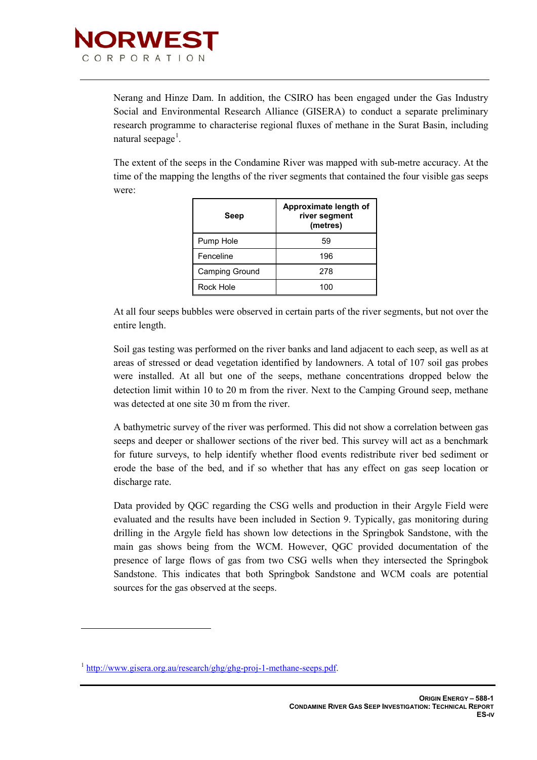Nerang and Hinze Dam. In addition, the CSIRO has been engaged under the Gas Industry Social and Environmental Research Alliance (GISERA) to conduct a separate preliminary research programme to characterise regional fluxes of methane in the Surat Basin, including natural seepage[1].

The extent of the seeps in the Condamine River was mapped with sub-metre accuracy. At the time of the mapping the lengths of the river segments that contained the four visible gas seeps were:

| Seep | Approximate length of river segment (metres) |
|---|---|
| Pump Hole | 59 |
| Fenceline | 196 |
| Camping Ground | 278 |
| Rock Hole | 100 |

At all four seeps bubbles were observed in certain parts of the river segments, but not over the entire length.

Soil gas testing was performed on the river banks and land adjacent to each seep, as well as at areas of stressed or dead vegetation identified by landowners. A total of 107 soil gas probes were installed. At all but one of the seeps, methane concentrations dropped below the detection limit within 10 to 20 m from the river. Next to the Camping Ground seep, methane was detected at one site 30 m from the river.

A bathymetric survey of the river was performed. This did not show a correlation between gas seeps and deeper or shallower sections of the river bed. This survey will act as a benchmark for future surveys, to help identify whether flood events redistribute river bed sediment or erode the base of the bed, and if so whether that has any effect on gas seep location or discharge rate.

Data provided by QGC regarding the CSG wells and production in their Argyle Field were evaluated and the results have been included in Section 9. Typically, gas monitoring during drilling in the Argyle field has shown low detections in the Springbok Sandstone, with the main gas shows being from the WCM. However, QGC provided documentation of the presence of large flows of gas from two CSG wells when they intersected the Springbok Sandstone. This indicates that both Springbok Sandstone and WCM coals are potential sources for the gas observed at the seeps.

[1] http://www.gisera.org.au/research/ghg/ghg-proj-1-methane-seeps.pdf.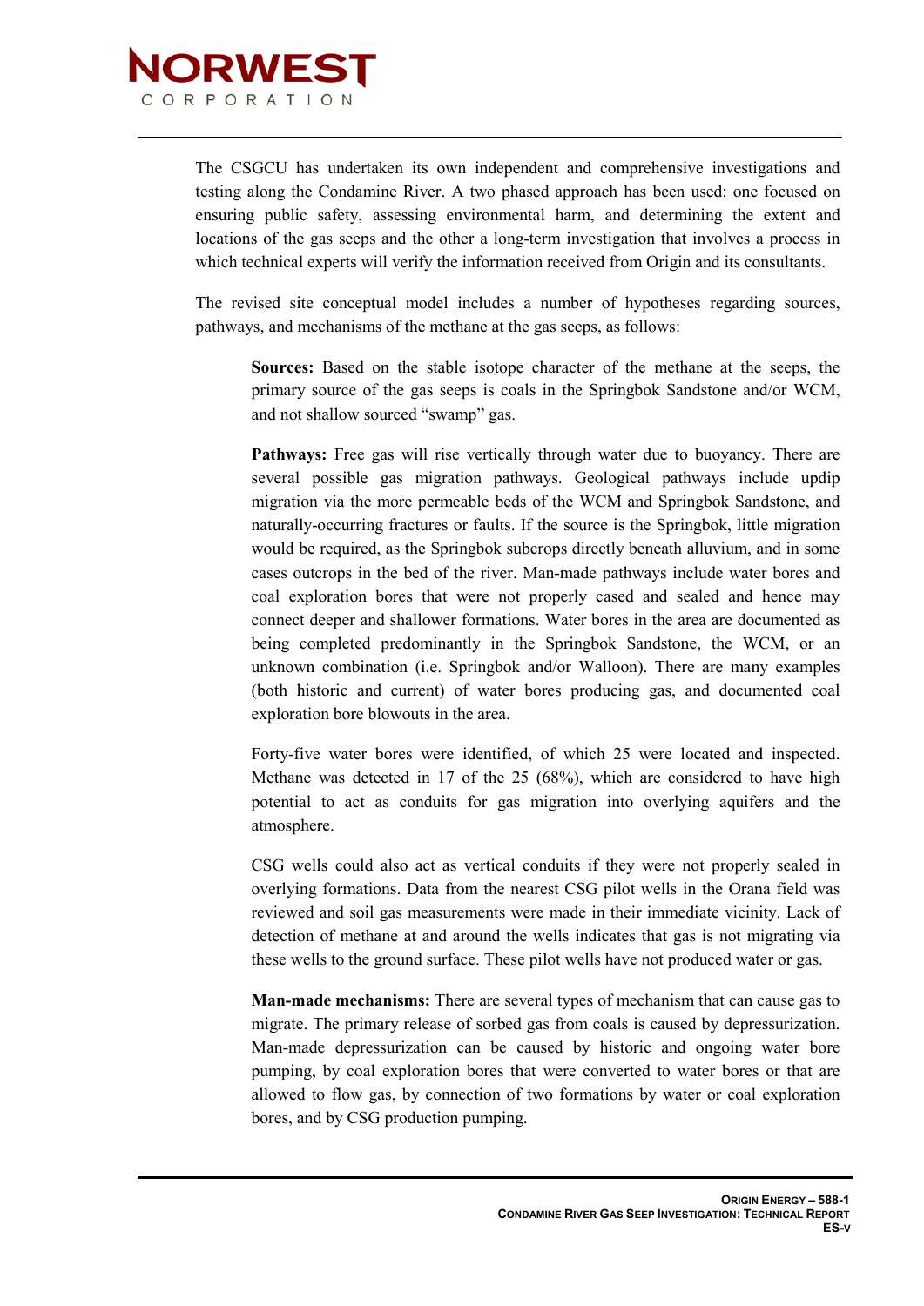The CSGCU has undertaken its own independent and comprehensive investigations and testing along the Condamine River. A two phased approach has been used: one focused on ensuring public safety, assessing environmental harm, and determining the extent and locations of the gas seeps and the other a long-term investigation that involves a process in which technical experts will verify the information received from Origin and its consultants.

The revised site conceptual model includes a number of hypotheses regarding sources, pathways, and mechanisms of the methane at the gas seeps, as follows:

> **Sources:** Based on the stable isotope character of the methane at the seeps, the primary source of the gas seeps is coals in the Springbok Sandstone and/or WCM, and not shallow sourced "swamp" gas.
>
> **Pathways:** Free gas will rise vertically through water due to buoyancy. There are several possible gas migration pathways. Geological pathways include updip migration via the more permeable beds of the WCM and Springbok Sandstone, and naturally-occurring fractures or faults. If the source is the Springbok, little migration would be required, as the Springbok subcrops directly beneath alluvium, and in some cases outcrops in the bed of the river. Man-made pathways include water bores and coal exploration bores that were not properly cased and sealed and hence may connect deeper and shallower formations. Water bores in the area are documented as being completed predominantly in the Springbok Sandstone, the WCM, or an unknown combination (i.e. Springbok and/or Walloon). There are many examples (both historic and current) of water bores producing gas, and documented coal exploration bore blowouts in the area.
>
> Forty-five water bores were identified, of which 25 were located and inspected. Methane was detected in 17 of the 25 (68%), which are considered to have high potential to act as conduits for gas migration into overlying aquifers and the atmosphere.
>
> CSG wells could also act as vertical conduits if they were not properly sealed in overlying formations. Data from the nearest CSG pilot wells in the Orana field was reviewed and soil gas measurements were made in their immediate vicinity. Lack of detection of methane at and around the wells indicates that gas is not migrating via these wells to the ground surface. These pilot wells have not produced water or gas.
>
> **Man-made mechanisms:** There are several types of mechanism that can cause gas to migrate. The primary release of sorbed gas from coals is caused by depressurization. Man-made depressurization can be caused by historic and ongoing water bore pumping, by coal exploration bores that were converted to water bores or that are allowed to flow gas, by connection of two formations by water or coal exploration bores, and by CSG production pumping.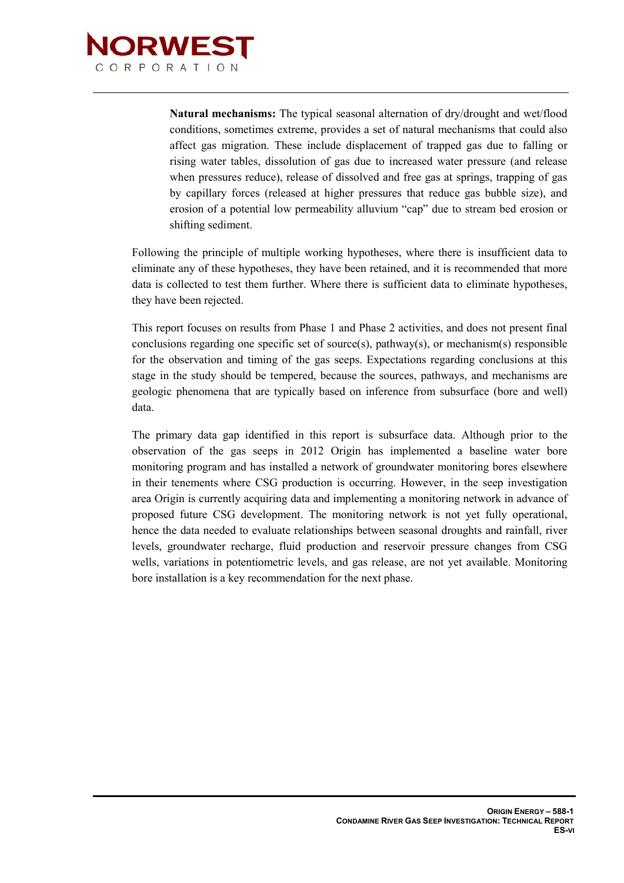**Natural mechanisms:** The typical seasonal alternation of dry/drought and wet/flood conditions, sometimes extreme, provides a set of natural mechanisms that could also affect gas migration. These include displacement of trapped gas due to falling or rising water tables, dissolution of gas due to increased water pressure (and release when pressures reduce), release of dissolved and free gas at springs, trapping of gas by capillary forces (released at higher pressures that reduce gas bubble size), and erosion of a potential low permeability alluvium "cap" due to stream bed erosion or shifting sediment.

Following the principle of multiple working hypotheses, where there is insufficient data to eliminate any of these hypotheses, they have been retained, and it is recommended that more data is collected to test them further. Where there is sufficient data to eliminate hypotheses, they have been rejected.

This report focuses on results from Phase 1 and Phase 2 activities, and does not present final conclusions regarding one specific set of source(s), pathway(s), or mechanism(s) responsible for the observation and timing of the gas seeps. Expectations regarding conclusions at this stage in the study should be tempered, because the sources, pathways, and mechanisms are geologic phenomena that are typically based on inference from subsurface (bore and well) data.

The primary data gap identified in this report is subsurface data. Although prior to the observation of the gas seeps in 2012 Origin has implemented a baseline water bore monitoring program and has installed a network of groundwater monitoring bores elsewhere in their tenements where CSG production is occurring. However, in the seep investigation area Origin is currently acquiring data and implementing a monitoring network in advance of proposed future CSG development. The monitoring network is not yet fully operational, hence the data needed to evaluate relationships between seasonal droughts and rainfall, river levels, groundwater recharge, fluid production and reservoir pressure changes from CSG wells, variations in potentiometric levels, and gas release, are not yet available. Monitoring bore installation is a key recommendation for the next phase.